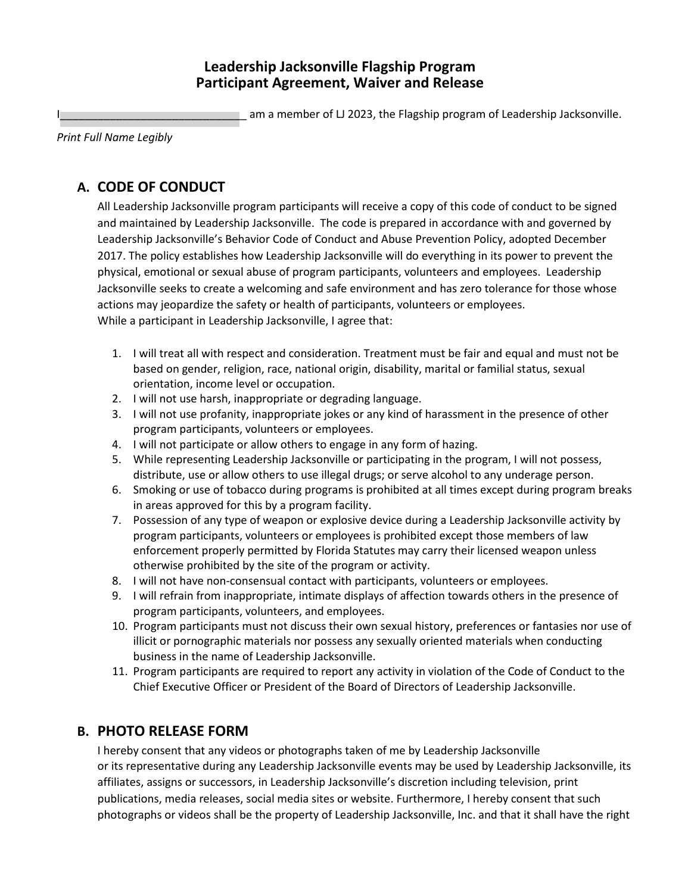# Leadership Jacksonville Flagship Program
# Participant Agreement, Waiver and Release

I______________________________ am a member of LJ 2023, the Flagship program of Leadership Jacksonville.

*Print Full Name Legibly*

## A. CODE OF CONDUCT

All Leadership Jacksonville program participants will receive a copy of this code of conduct to be signed and maintained by Leadership Jacksonville. The code is prepared in accordance with and governed by Leadership Jacksonville's Behavior Code of Conduct and Abuse Prevention Policy, adopted December 2017. The policy establishes how Leadership Jacksonville will do everything in its power to prevent the physical, emotional or sexual abuse of program participants, volunteers and employees. Leadership Jacksonville seeks to create a welcoming and safe environment and has zero tolerance for those whose actions may jeopardize the safety or health of participants, volunteers or employees.
While a participant in Leadership Jacksonville, I agree that:

1. I will treat all with respect and consideration. Treatment must be fair and equal and must not be based on gender, religion, race, national origin, disability, marital or familial status, sexual orientation, income level or occupation.
2. I will not use harsh, inappropriate or degrading language.
3. I will not use profanity, inappropriate jokes or any kind of harassment in the presence of other program participants, volunteers or employees.
4. I will not participate or allow others to engage in any form of hazing.
5. While representing Leadership Jacksonville or participating in the program, I will not possess, distribute, use or allow others to use illegal drugs; or serve alcohol to any underage person.
6. Smoking or use of tobacco during programs is prohibited at all times except during program breaks in areas approved for this by a program facility.
7. Possession of any type of weapon or explosive device during a Leadership Jacksonville activity by program participants, volunteers or employees is prohibited except those members of law enforcement properly permitted by Florida Statutes may carry their licensed weapon unless otherwise prohibited by the site of the program or activity.
8. I will not have non-consensual contact with participants, volunteers or employees.
9. I will refrain from inappropriate, intimate displays of affection towards others in the presence of program participants, volunteers, and employees.
10. Program participants must not discuss their own sexual history, preferences or fantasies nor use of illicit or pornographic materials nor possess any sexually oriented materials when conducting business in the name of Leadership Jacksonville.
11. Program participants are required to report any activity in violation of the Code of Conduct to the Chief Executive Officer or President of the Board of Directors of Leadership Jacksonville.

## B. PHOTO RELEASE FORM

I hereby consent that any videos or photographs taken of me by Leadership Jacksonville or its representative during any Leadership Jacksonville events may be used by Leadership Jacksonville, its affiliates, assigns or successors, in Leadership Jacksonville's discretion including television, print publications, media releases, social media sites or website. Furthermore, I hereby consent that such photographs or videos shall be the property of Leadership Jacksonville, Inc. and that it shall have the right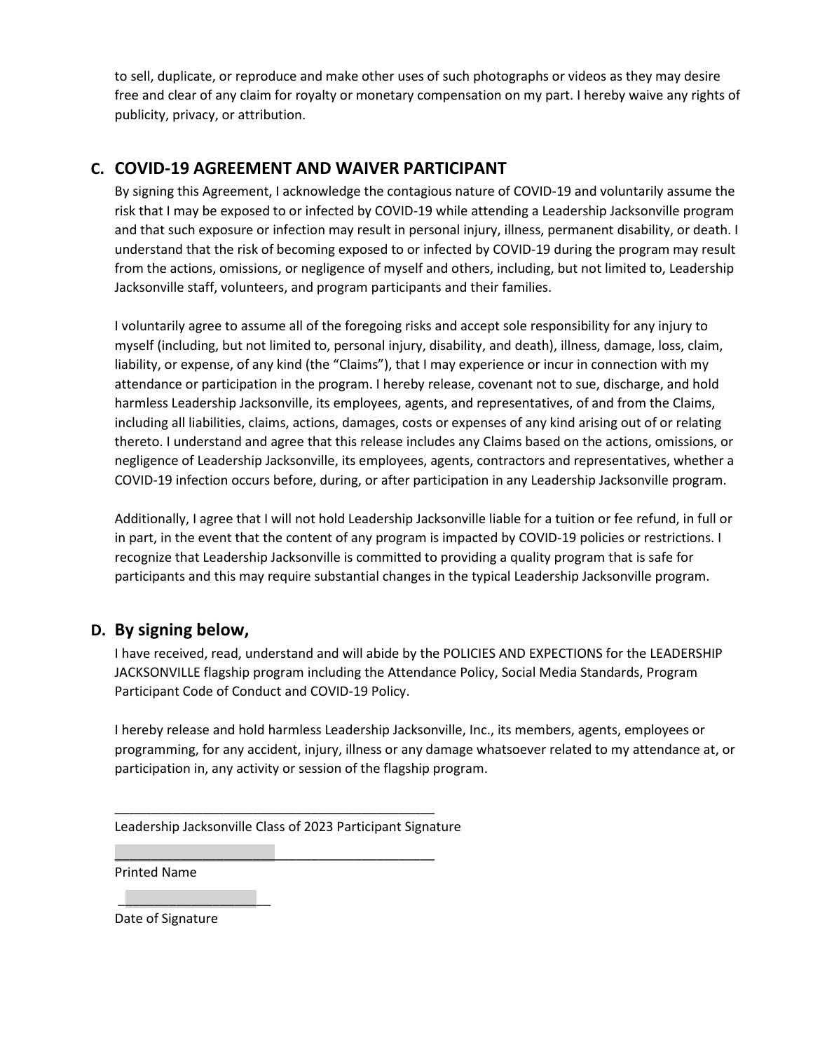to sell, duplicate, or reproduce and make other uses of such photographs or videos as they may desire free and clear of any claim for royalty or monetary compensation on my part. I hereby waive any rights of publicity, privacy, or attribution.

## C. COVID-19 AGREEMENT AND WAIVER PARTICIPANT

By signing this Agreement, I acknowledge the contagious nature of COVID-19 and voluntarily assume the risk that I may be exposed to or infected by COVID-19 while attending a Leadership Jacksonville program and that such exposure or infection may result in personal injury, illness, permanent disability, or death. I understand that the risk of becoming exposed to or infected by COVID-19 during the program may result from the actions, omissions, or negligence of myself and others, including, but not limited to, Leadership Jacksonville staff, volunteers, and program participants and their families.

I voluntarily agree to assume all of the foregoing risks and accept sole responsibility for any injury to myself (including, but not limited to, personal injury, disability, and death), illness, damage, loss, claim, liability, or expense, of any kind (the "Claims"), that I may experience or incur in connection with my attendance or participation in the program. I hereby release, covenant not to sue, discharge, and hold harmless Leadership Jacksonville, its employees, agents, and representatives, of and from the Claims, including all liabilities, claims, actions, damages, costs or expenses of any kind arising out of or relating thereto. I understand and agree that this release includes any Claims based on the actions, omissions, or negligence of Leadership Jacksonville, its employees, agents, contractors and representatives, whether a COVID-19 infection occurs before, during, or after participation in any Leadership Jacksonville program.

Additionally, I agree that I will not hold Leadership Jacksonville liable for a tuition or fee refund, in full or in part, in the event that the content of any program is impacted by COVID-19 policies or restrictions. I recognize that Leadership Jacksonville is committed to providing a quality program that is safe for participants and this may require substantial changes in the typical Leadership Jacksonville program.

## D. By signing below,

I have received, read, understand and will abide by the POLICIES AND EXPECTIONS for the LEADERSHIP JACKSONVILLE flagship program including the Attendance Policy, Social Media Standards, Program Participant Code of Conduct and COVID-19 Policy.

I hereby release and hold harmless Leadership Jacksonville, Inc., its members, agents, employees or programming, for any accident, injury, illness or any damage whatsoever related to my attendance at, or participation in, any activity or session of the flagship program.

____________________________________________
Leadership Jacksonville Class of 2023 Participant Signature

____________________________________________
Printed Name

____________________
Date of Signature